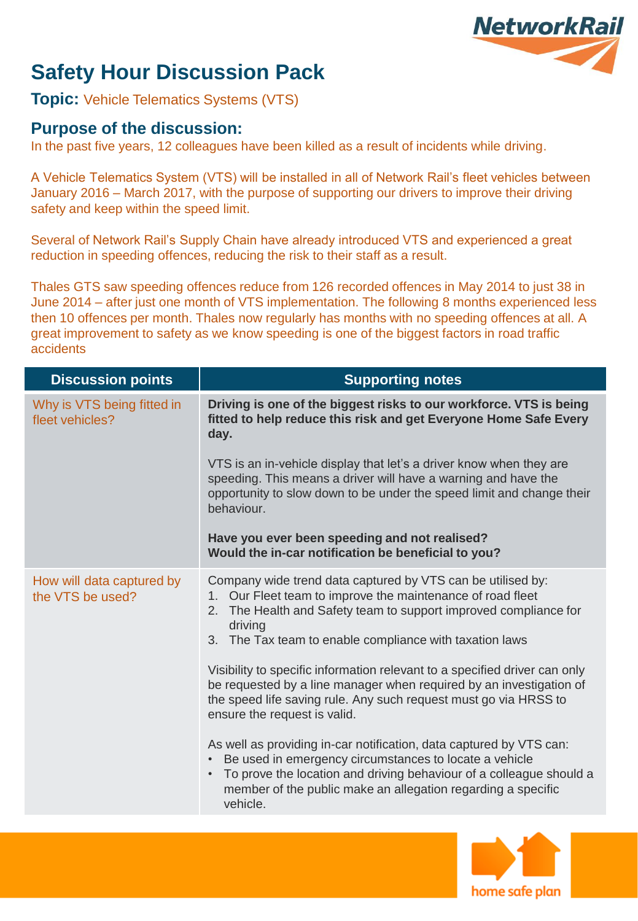# Safety Hour Discussion Pack

**Topic:** Vehicle Telematics Systems (VTS)

## Purpose of the discussion:

In the past five years, 12 colleagues have been killed as a result of incidents while driving.

A Vehicle Telematics System (VTS) will be installed in all of Network Rail's fleet vehicles between January 2016 – March 2017, with the purpose of supporting our drivers to improve their driving safety and keep within the speed limit.

Several of Network Rail's Supply Chain have already introduced VTS and experienced a great reduction in speeding offences, reducing the risk to their staff as a result.

Thales GTS saw speeding offences reduce from 126 recorded offences in May 2014 to just 38 in June 2014 – after just one month of VTS implementation. The following 8 months experienced less then 10 offences per month. Thales now regularly has months with no speeding offences at all. A great improvement to safety as we know speeding is one of the biggest factors in road traffic accidents

| Discussion points | Supporting notes |
| --- | --- |
| Why is VTS being fitted in fleet vehicles? | **Driving is one of the biggest risks to our workforce. VTS is being fitted to help reduce this risk and get Everyone Home Safe Every day.**<br><br>VTS is an in-vehicle display that let's a driver know when they are speeding. This means a driver will have a warning and have the opportunity to slow down to be under the speed limit and change their behaviour.<br><br>**Have you ever been speeding and not realised?**<br>**Would the in-car notification be beneficial to you?** |
| How will data captured by the VTS be used? | Company wide trend data captured by VTS can be utilised by:<br>1. Our Fleet team to improve the maintenance of road fleet<br>2. The Health and Safety team to support improved compliance for driving<br>3. The Tax team to enable compliance with taxation laws<br><br>Visibility to specific information relevant to a specified driver can only be requested by a line manager when required by an investigation of the speed life saving rule. Any such request must go via HRSS to ensure the request is valid.<br><br>As well as providing in-car notification, data captured by VTS can:<br>• Be used in emergency circumstances to locate a vehicle<br>• To prove the location and driving behaviour of a colleague should a member of the public make an allegation regarding a specific vehicle. |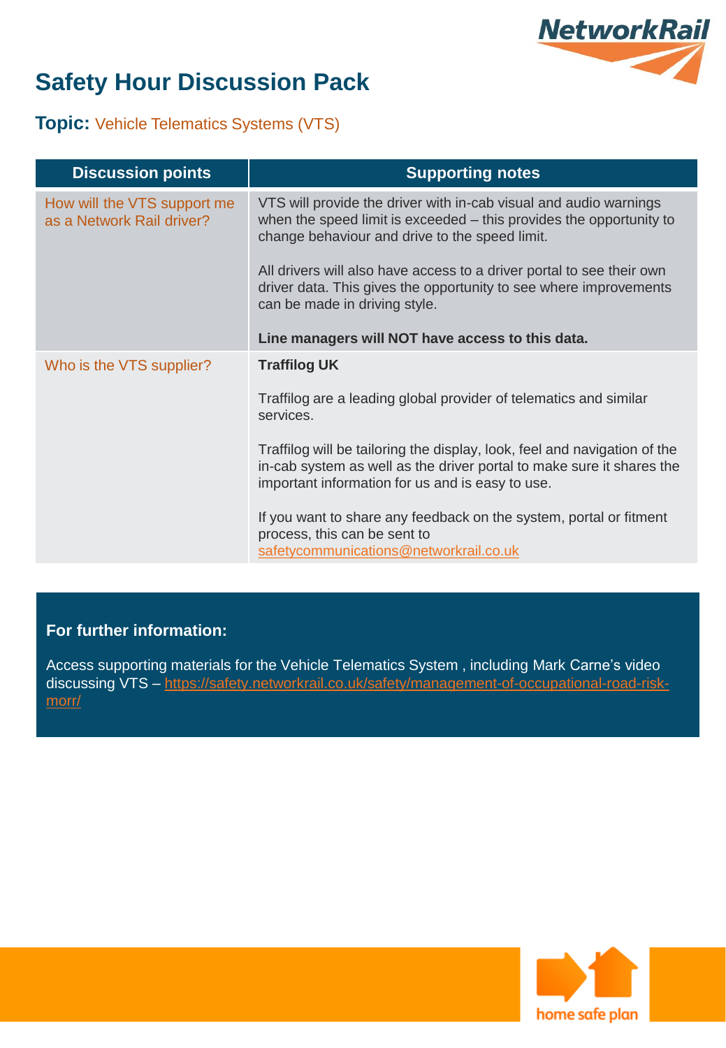# Safety Hour Discussion Pack

**Topic:** Vehicle Telematics Systems (VTS)

| Discussion points | Supporting notes |
|---|---|
| How will the VTS support me as a Network Rail driver? | VTS will provide the driver with in-cab visual and audio warnings when the speed limit is exceeded – this provides the opportunity to change behaviour and drive to the speed limit.<br><br>All drivers will also have access to a driver portal to see their own driver data. This gives the opportunity to see where improvements can be made in driving style.<br><br>**Line managers will NOT have access to this data.** |
| Who is the VTS supplier? | **Traffilog UK**<br><br>Traffilog are a leading global provider of telematics and similar services.<br><br>Traffilog will be tailoring the display, look, feel and navigation of the in-cab system as well as the driver portal to make sure it shares the important information for us and is easy to use.<br><br>If you want to share any feedback on the system, portal or fitment process, this can be sent to safetycommunications@networkrail.co.uk |

**For further information:**

Access supporting materials for the Vehicle Telematics System , including Mark Carne's video discussing VTS – https://safety.networkrail.co.uk/safety/management-of-occupational-road-risk-morr/